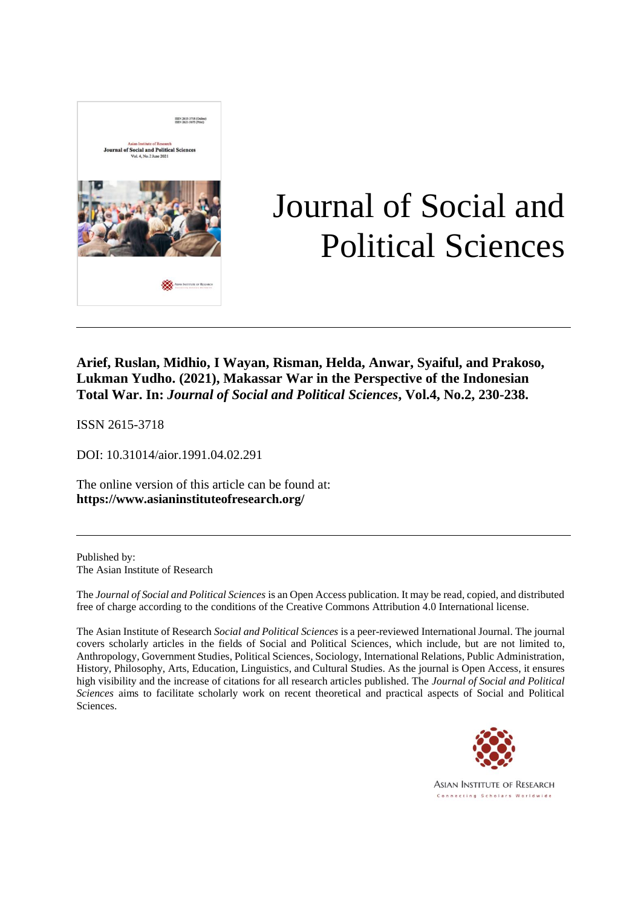# Journal of Social and Political Sciences

**Arief, Ruslan, Midhio, I Wayan, Risman, Helda, Anwar, Syaiful, and Prakoso, Lukman Yudho. (2021), Makassar War in the Perspective of the Indonesian Total War. In: *Journal of Social and Political Sciences*, Vol.4, No.2, 230-238.**

ISSN 2615-3718

DOI: 10.31014/aior.1991.04.02.291

The online version of this article can be found at:
**https://www.asianinstituteofresearch.org/**

Published by:
The Asian Institute of Research

The *Journal of Social and Political Sciences* is an Open Access publication. It may be read, copied, and distributed free of charge according to the conditions of the Creative Commons Attribution 4.0 International license.

The Asian Institute of Research *Social and Political Sciences* is a peer-reviewed International Journal. The journal covers scholarly articles in the fields of Social and Political Sciences, which include, but are not limited to, Anthropology, Government Studies, Political Sciences, Sociology, International Relations, Public Administration, History, Philosophy, Arts, Education, Linguistics, and Cultural Studies. As the journal is Open Access, it ensures high visibility and the increase of citations for all research articles published. The *Journal of Social and Political Sciences* aims to facilitate scholarly work on recent theoretical and practical aspects of Social and Political Sciences.

ASIAN INSTITUTE OF RESEARCH
Connecting Scholars Worldwide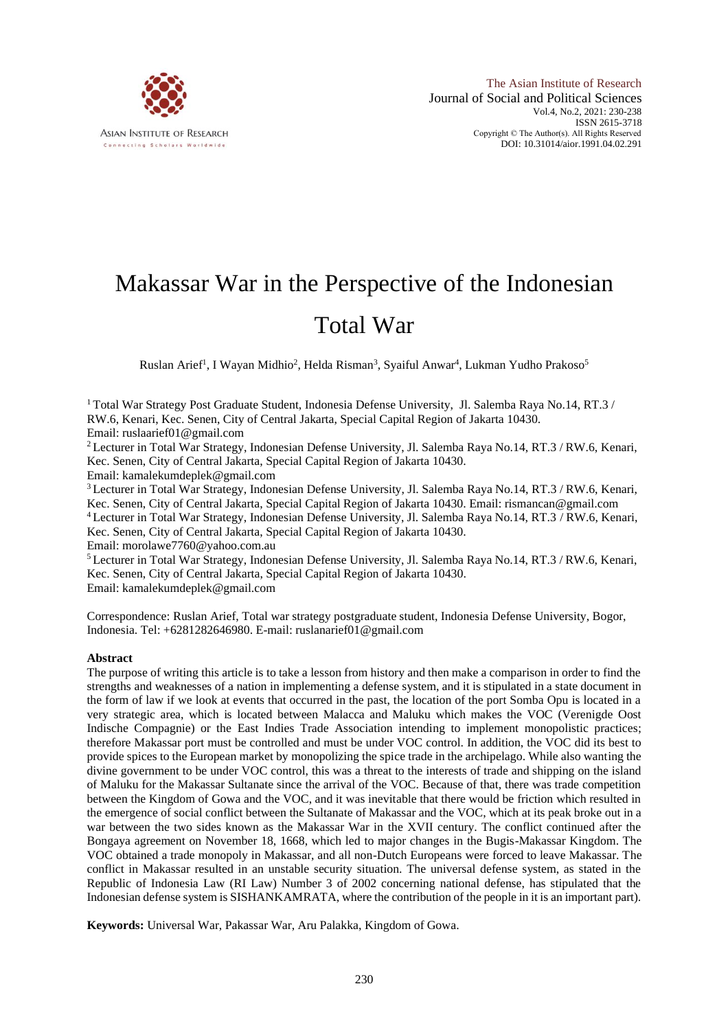# Makassar War in the Perspective of the Indonesian Total War

Ruslan Arief[1], I Wayan Midhio[2], Helda Risman[3], Syaiful Anwar[4], Lukman Yudho Prakoso[5]

[1] Total War Strategy Post Graduate Student, Indonesia Defense University, Jl. Salemba Raya No.14, RT.3 / RW.6, Kenari, Kec. Senen, City of Central Jakarta, Special Capital Region of Jakarta 10430. Email: ruslaarief01@gmail.com

[2] Lecturer in Total War Strategy, Indonesian Defense University, Jl. Salemba Raya No.14, RT.3 / RW.6, Kenari, Kec. Senen, City of Central Jakarta, Special Capital Region of Jakarta 10430. Email: kamalekumdeplek@gmail.com

[3] Lecturer in Total War Strategy, Indonesian Defense University, Jl. Salemba Raya No.14, RT.3 / RW.6, Kenari, Kec. Senen, City of Central Jakarta, Special Capital Region of Jakarta 10430. Email: rismancan@gmail.com

[4] Lecturer in Total War Strategy, Indonesian Defense University, Jl. Salemba Raya No.14, RT.3 / RW.6, Kenari, Kec. Senen, City of Central Jakarta, Special Capital Region of Jakarta 10430. Email: morolawe7760@yahoo.com.au

[5] Lecturer in Total War Strategy, Indonesian Defense University, Jl. Salemba Raya No.14, RT.3 / RW.6, Kenari, Kec. Senen, City of Central Jakarta, Special Capital Region of Jakarta 10430. Email: kamalekumdeplek@gmail.com

Correspondence: Ruslan Arief, Total war strategy postgraduate student, Indonesia Defense University, Bogor, Indonesia. Tel: +6281282646980. E-mail: ruslanarief01@gmail.com

## Abstract

The purpose of writing this article is to take a lesson from history and then make a comparison in order to find the strengths and weaknesses of a nation in implementing a defense system, and it is stipulated in a state document in the form of law if we look at events that occurred in the past, the location of the port Somba Opu is located in a very strategic area, which is located between Malacca and Maluku which makes the VOC (Verenigde Oost Indische Compagnie) or the East Indies Trade Association intending to implement monopolistic practices; therefore Makassar port must be controlled and must be under VOC control. In addition, the VOC did its best to provide spices to the European market by monopolizing the spice trade in the archipelago. While also wanting the divine government to be under VOC control, this was a threat to the interests of trade and shipping on the island of Maluku for the Makassar Sultanate since the arrival of the VOC. Because of that, there was trade competition between the Kingdom of Gowa and the VOC, and it was inevitable that there would be friction which resulted in the emergence of social conflict between the Sultanate of Makassar and the VOC, which at its peak broke out in a war between the two sides known as the Makassar War in the XVII century. The conflict continued after the Bongaya agreement on November 18, 1668, which led to major changes in the Bugis-Makassar Kingdom. The VOC obtained a trade monopoly in Makassar, and all non-Dutch Europeans were forced to leave Makassar. The conflict in Makassar resulted in an unstable security situation. The universal defense system, as stated in the Republic of Indonesia Law (RI Law) Number 3 of 2002 concerning national defense, has stipulated that the Indonesian defense system is SISHANKAMRATA, where the contribution of the people in it is an important part).

**Keywords:** Universal War, Pakassar War, Aru Palakka, Kingdom of Gowa.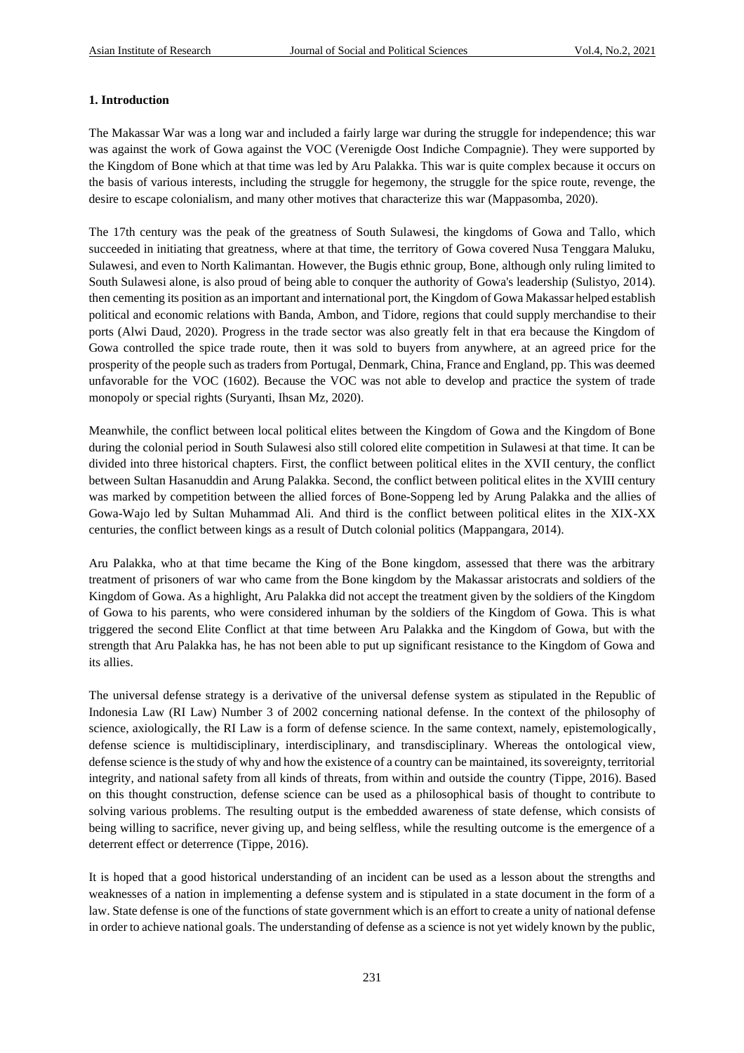## 1. Introduction

The Makassar War was a long war and included a fairly large war during the struggle for independence; this war was against the work of Gowa against the VOC (Verenigde Oost Indiche Compagnie). They were supported by the Kingdom of Bone which at that time was led by Aru Palakka. This war is quite complex because it occurs on the basis of various interests, including the struggle for hegemony, the struggle for the spice route, revenge, the desire to escape colonialism, and many other motives that characterize this war (Mappasomba, 2020).

The 17th century was the peak of the greatness of South Sulawesi, the kingdoms of Gowa and Tallo, which succeeded in initiating that greatness, where at that time, the territory of Gowa covered Nusa Tenggara Maluku, Sulawesi, and even to North Kalimantan. However, the Bugis ethnic group, Bone, although only ruling limited to South Sulawesi alone, is also proud of being able to conquer the authority of Gowa's leadership (Sulistyo, 2014). then cementing its position as an important and international port, the Kingdom of Gowa Makassar helped establish political and economic relations with Banda, Ambon, and Tidore, regions that could supply merchandise to their ports (Alwi Daud, 2020). Progress in the trade sector was also greatly felt in that era because the Kingdom of Gowa controlled the spice trade route, then it was sold to buyers from anywhere, at an agreed price for the prosperity of the people such as traders from Portugal, Denmark, China, France and England, pp. This was deemed unfavorable for the VOC (1602). Because the VOC was not able to develop and practice the system of trade monopoly or special rights (Suryanti, Ihsan Mz, 2020).

Meanwhile, the conflict between local political elites between the Kingdom of Gowa and the Kingdom of Bone during the colonial period in South Sulawesi also still colored elite competition in Sulawesi at that time. It can be divided into three historical chapters. First, the conflict between political elites in the XVII century, the conflict between Sultan Hasanuddin and Arung Palakka. Second, the conflict between political elites in the XVIII century was marked by competition between the allied forces of Bone-Soppeng led by Arung Palakka and the allies of Gowa-Wajo led by Sultan Muhammad Ali. And third is the conflict between political elites in the XIX-XX centuries, the conflict between kings as a result of Dutch colonial politics (Mappangara, 2014).

Aru Palakka, who at that time became the King of the Bone kingdom, assessed that there was the arbitrary treatment of prisoners of war who came from the Bone kingdom by the Makassar aristocrats and soldiers of the Kingdom of Gowa. As a highlight, Aru Palakka did not accept the treatment given by the soldiers of the Kingdom of Gowa to his parents, who were considered inhuman by the soldiers of the Kingdom of Gowa. This is what triggered the second Elite Conflict at that time between Aru Palakka and the Kingdom of Gowa, but with the strength that Aru Palakka has, he has not been able to put up significant resistance to the Kingdom of Gowa and its allies.

The universal defense strategy is a derivative of the universal defense system as stipulated in the Republic of Indonesia Law (RI Law) Number 3 of 2002 concerning national defense. In the context of the philosophy of science, axiologically, the RI Law is a form of defense science. In the same context, namely, epistemologically, defense science is multidisciplinary, interdisciplinary, and transdisciplinary. Whereas the ontological view, defense science is the study of why and how the existence of a country can be maintained, its sovereignty, territorial integrity, and national safety from all kinds of threats, from within and outside the country (Tippe, 2016). Based on this thought construction, defense science can be used as a philosophical basis of thought to contribute to solving various problems. The resulting output is the embedded awareness of state defense, which consists of being willing to sacrifice, never giving up, and being selfless, while the resulting outcome is the emergence of a deterrent effect or deterrence (Tippe, 2016).

It is hoped that a good historical understanding of an incident can be used as a lesson about the strengths and weaknesses of a nation in implementing a defense system and is stipulated in a state document in the form of a law. State defense is one of the functions of state government which is an effort to create a unity of national defense in order to achieve national goals. The understanding of defense as a science is not yet widely known by the public,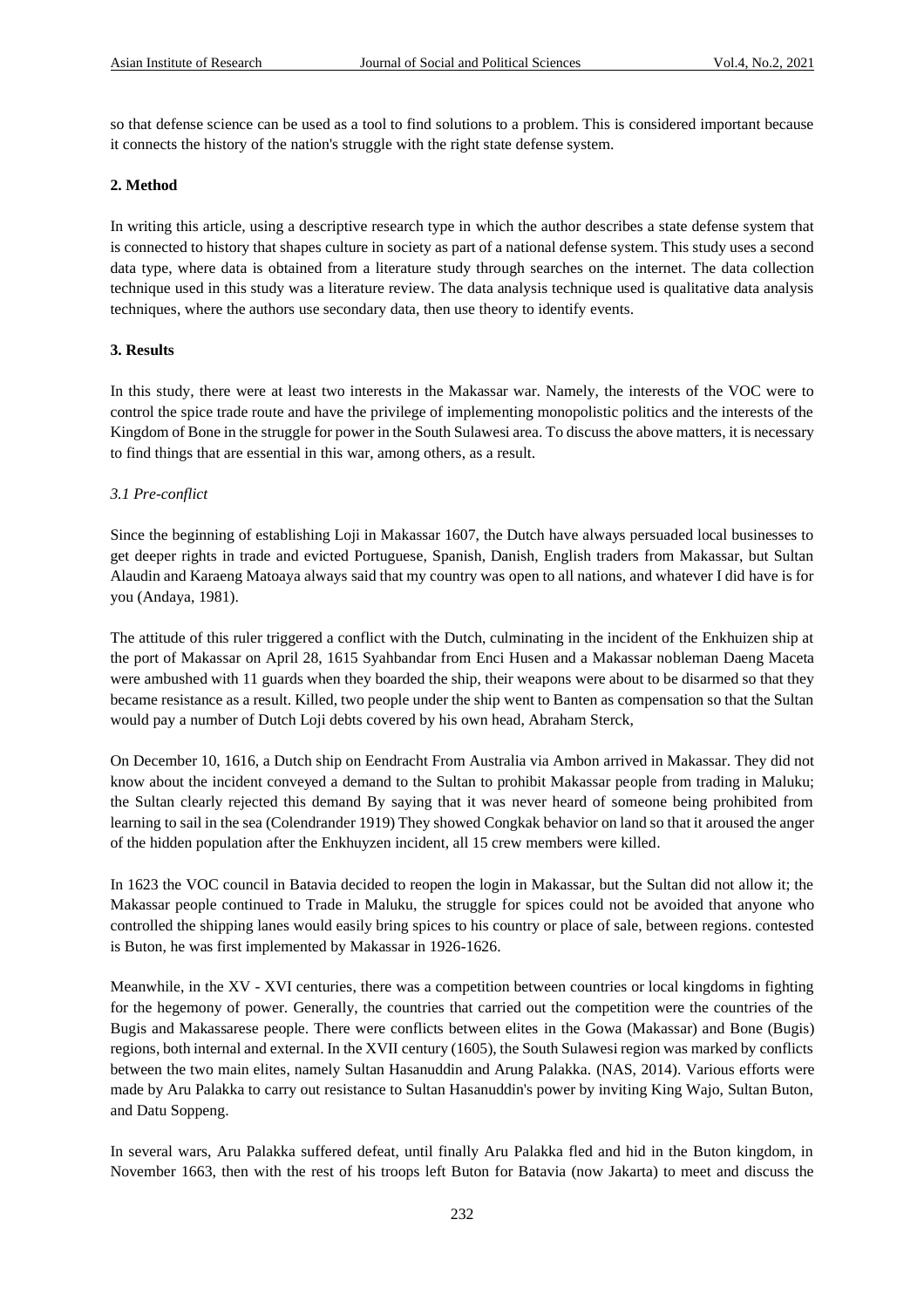so that defense science can be used as a tool to find solutions to a problem. This is considered important because it connects the history of the nation's struggle with the right state defense system.

## 2. Method

In writing this article, using a descriptive research type in which the author describes a state defense system that is connected to history that shapes culture in society as part of a national defense system. This study uses a second data type, where data is obtained from a literature study through searches on the internet. The data collection technique used in this study was a literature review. The data analysis technique used is qualitative data analysis techniques, where the authors use secondary data, then use theory to identify events.

## 3. Results

In this study, there were at least two interests in the Makassar war. Namely, the interests of the VOC were to control the spice trade route and have the privilege of implementing monopolistic politics and the interests of the Kingdom of Bone in the struggle for power in the South Sulawesi area. To discuss the above matters, it is necessary to find things that are essential in this war, among others, as a result.

### *3.1 Pre-conflict*

Since the beginning of establishing Loji in Makassar 1607, the Dutch have always persuaded local businesses to get deeper rights in trade and evicted Portuguese, Spanish, Danish, English traders from Makassar, but Sultan Alaudin and Karaeng Matoaya always said that my country was open to all nations, and whatever I did have is for you (Andaya, 1981).

The attitude of this ruler triggered a conflict with the Dutch, culminating in the incident of the Enkhuizen ship at the port of Makassar on April 28, 1615 Syahbandar from Enci Husen and a Makassar nobleman Daeng Maceta were ambushed with 11 guards when they boarded the ship, their weapons were about to be disarmed so that they became resistance as a result. Killed, two people under the ship went to Banten as compensation so that the Sultan would pay a number of Dutch Loji debts covered by his own head, Abraham Sterck,

On December 10, 1616, a Dutch ship on Eendracht From Australia via Ambon arrived in Makassar. They did not know about the incident conveyed a demand to the Sultan to prohibit Makassar people from trading in Maluku; the Sultan clearly rejected this demand By saying that it was never heard of someone being prohibited from learning to sail in the sea (Colendrander 1919) They showed Congkak behavior on land so that it aroused the anger of the hidden population after the Enkhuyzen incident, all 15 crew members were killed.

In 1623 the VOC council in Batavia decided to reopen the login in Makassar, but the Sultan did not allow it; the Makassar people continued to Trade in Maluku, the struggle for spices could not be avoided that anyone who controlled the shipping lanes would easily bring spices to his country or place of sale, between regions. contested is Buton, he was first implemented by Makassar in 1926-1626.

Meanwhile, in the XV - XVI centuries, there was a competition between countries or local kingdoms in fighting for the hegemony of power. Generally, the countries that carried out the competition were the countries of the Bugis and Makassarese people. There were conflicts between elites in the Gowa (Makassar) and Bone (Bugis) regions, both internal and external. In the XVII century (1605), the South Sulawesi region was marked by conflicts between the two main elites, namely Sultan Hasanuddin and Arung Palakka. (NAS, 2014). Various efforts were made by Aru Palakka to carry out resistance to Sultan Hasanuddin's power by inviting King Wajo, Sultan Buton, and Datu Soppeng.

In several wars, Aru Palakka suffered defeat, until finally Aru Palakka fled and hid in the Buton kingdom, in November 1663, then with the rest of his troops left Buton for Batavia (now Jakarta) to meet and discuss the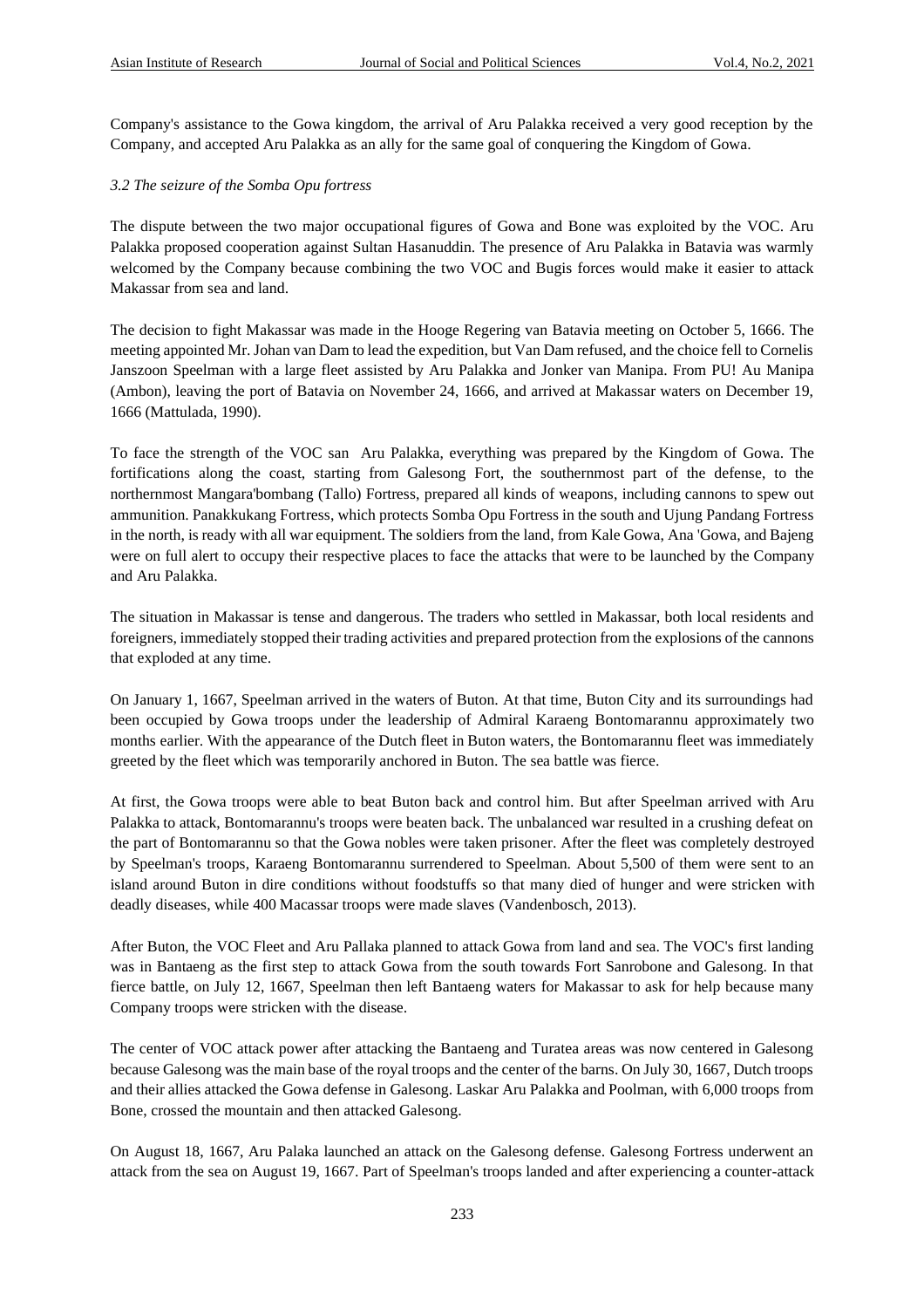Company's assistance to the Gowa kingdom, the arrival of Aru Palakka received a very good reception by the Company, and accepted Aru Palakka as an ally for the same goal of conquering the Kingdom of Gowa.

*3.2 The seizure of the Somba Opu fortress*

The dispute between the two major occupational figures of Gowa and Bone was exploited by the VOC. Aru Palakka proposed cooperation against Sultan Hasanuddin. The presence of Aru Palakka in Batavia was warmly welcomed by the Company because combining the two VOC and Bugis forces would make it easier to attack Makassar from sea and land.

The decision to fight Makassar was made in the Hooge Regering van Batavia meeting on October 5, 1666. The meeting appointed Mr. Johan van Dam to lead the expedition, but Van Dam refused, and the choice fell to Cornelis Janszoon Speelman with a large fleet assisted by Aru Palakka and Jonker van Manipa. From PU! Au Manipa (Ambon), leaving the port of Batavia on November 24, 1666, and arrived at Makassar waters on December 19, 1666 (Mattulada, 1990).

To face the strength of the VOC san Aru Palakka, everything was prepared by the Kingdom of Gowa. The fortifications along the coast, starting from Galesong Fort, the southernmost part of the defense, to the northernmost Mangara'bombang (Tallo) Fortress, prepared all kinds of weapons, including cannons to spew out ammunition. Panakkukang Fortress, which protects Somba Opu Fortress in the south and Ujung Pandang Fortress in the north, is ready with all war equipment. The soldiers from the land, from Kale Gowa, Ana 'Gowa, and Bajeng were on full alert to occupy their respective places to face the attacks that were to be launched by the Company and Aru Palakka.

The situation in Makassar is tense and dangerous. The traders who settled in Makassar, both local residents and foreigners, immediately stopped their trading activities and prepared protection from the explosions of the cannons that exploded at any time.

On January 1, 1667, Speelman arrived in the waters of Buton. At that time, Buton City and its surroundings had been occupied by Gowa troops under the leadership of Admiral Karaeng Bontomarannu approximately two months earlier. With the appearance of the Dutch fleet in Buton waters, the Bontomarannu fleet was immediately greeted by the fleet which was temporarily anchored in Buton. The sea battle was fierce.

At first, the Gowa troops were able to beat Buton back and control him. But after Speelman arrived with Aru Palakka to attack, Bontomarannu's troops were beaten back. The unbalanced war resulted in a crushing defeat on the part of Bontomarannu so that the Gowa nobles were taken prisoner. After the fleet was completely destroyed by Speelman's troops, Karaeng Bontomarannu surrendered to Speelman. About 5,500 of them were sent to an island around Buton in dire conditions without foodstuffs so that many died of hunger and were stricken with deadly diseases, while 400 Macassar troops were made slaves (Vandenbosch, 2013).

After Buton, the VOC Fleet and Aru Pallaka planned to attack Gowa from land and sea. The VOC's first landing was in Bantaeng as the first step to attack Gowa from the south towards Fort Sanrobone and Galesong. In that fierce battle, on July 12, 1667, Speelman then left Bantaeng waters for Makassar to ask for help because many Company troops were stricken with the disease.

The center of VOC attack power after attacking the Bantaeng and Turatea areas was now centered in Galesong because Galesong was the main base of the royal troops and the center of the barns. On July 30, 1667, Dutch troops and their allies attacked the Gowa defense in Galesong. Laskar Aru Palakka and Poolman, with 6,000 troops from Bone, crossed the mountain and then attacked Galesong.

On August 18, 1667, Aru Palaka launched an attack on the Galesong defense. Galesong Fortress underwent an attack from the sea on August 19, 1667. Part of Speelman's troops landed and after experiencing a counter-attack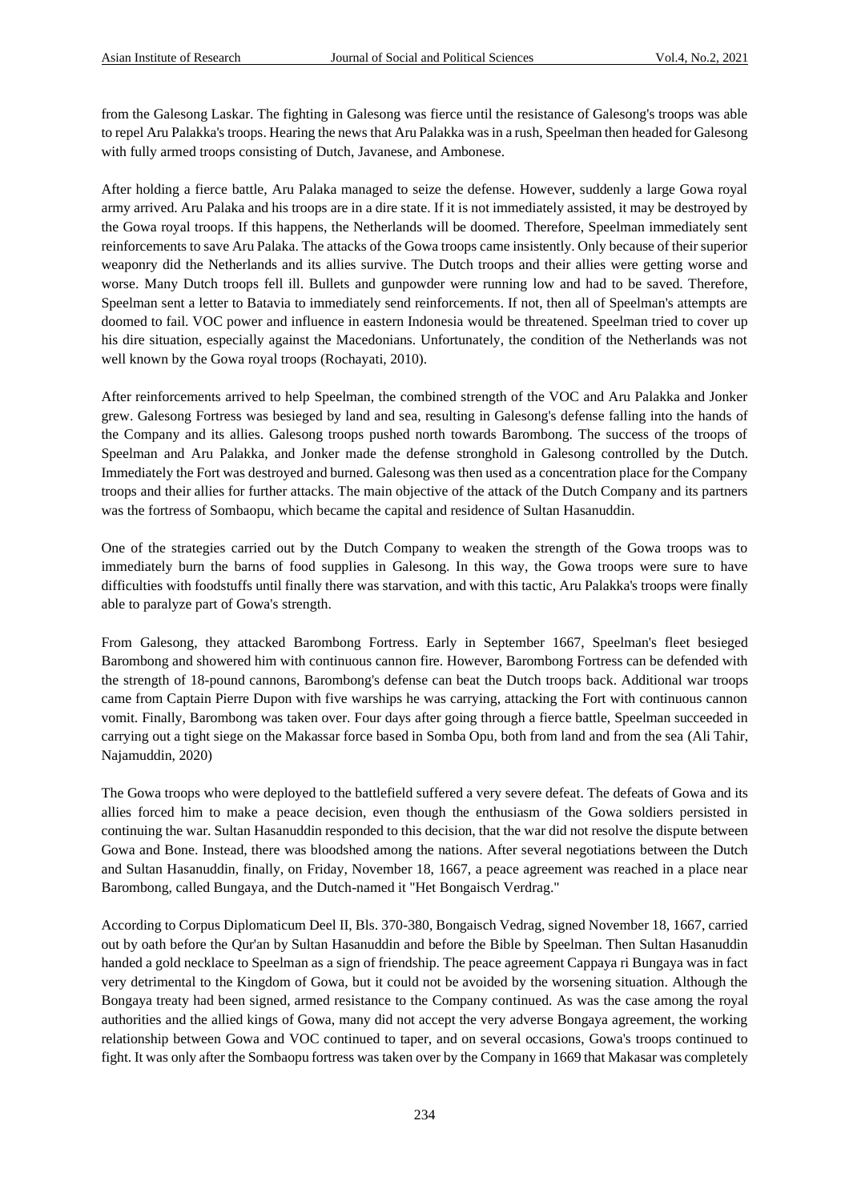from the Galesong Laskar. The fighting in Galesong was fierce until the resistance of Galesong's troops was able to repel Aru Palakka's troops. Hearing the news that Aru Palakka was in a rush, Speelman then headed for Galesong with fully armed troops consisting of Dutch, Javanese, and Ambonese.

After holding a fierce battle, Aru Palaka managed to seize the defense. However, suddenly a large Gowa royal army arrived. Aru Palaka and his troops are in a dire state. If it is not immediately assisted, it may be destroyed by the Gowa royal troops. If this happens, the Netherlands will be doomed. Therefore, Speelman immediately sent reinforcements to save Aru Palaka. The attacks of the Gowa troops came insistently. Only because of their superior weaponry did the Netherlands and its allies survive. The Dutch troops and their allies were getting worse and worse. Many Dutch troops fell ill. Bullets and gunpowder were running low and had to be saved. Therefore, Speelman sent a letter to Batavia to immediately send reinforcements. If not, then all of Speelman's attempts are doomed to fail. VOC power and influence in eastern Indonesia would be threatened. Speelman tried to cover up his dire situation, especially against the Macedonians. Unfortunately, the condition of the Netherlands was not well known by the Gowa royal troops (Rochayati, 2010).

After reinforcements arrived to help Speelman, the combined strength of the VOC and Aru Palakka and Jonker grew. Galesong Fortress was besieged by land and sea, resulting in Galesong's defense falling into the hands of the Company and its allies. Galesong troops pushed north towards Barombong. The success of the troops of Speelman and Aru Palakka, and Jonker made the defense stronghold in Galesong controlled by the Dutch. Immediately the Fort was destroyed and burned. Galesong was then used as a concentration place for the Company troops and their allies for further attacks. The main objective of the attack of the Dutch Company and its partners was the fortress of Sombaopu, which became the capital and residence of Sultan Hasanuddin.

One of the strategies carried out by the Dutch Company to weaken the strength of the Gowa troops was to immediately burn the barns of food supplies in Galesong. In this way, the Gowa troops were sure to have difficulties with foodstuffs until finally there was starvation, and with this tactic, Aru Palakka's troops were finally able to paralyze part of Gowa's strength.

From Galesong, they attacked Barombong Fortress. Early in September 1667, Speelman's fleet besieged Barombong and showered him with continuous cannon fire. However, Barombong Fortress can be defended with the strength of 18-pound cannons, Barombong's defense can beat the Dutch troops back. Additional war troops came from Captain Pierre Dupon with five warships he was carrying, attacking the Fort with continuous cannon vomit. Finally, Barombong was taken over. Four days after going through a fierce battle, Speelman succeeded in carrying out a tight siege on the Makassar force based in Somba Opu, both from land and from the sea (Ali Tahir, Najamuddin, 2020)

The Gowa troops who were deployed to the battlefield suffered a very severe defeat. The defeats of Gowa and its allies forced him to make a peace decision, even though the enthusiasm of the Gowa soldiers persisted in continuing the war. Sultan Hasanuddin responded to this decision, that the war did not resolve the dispute between Gowa and Bone. Instead, there was bloodshed among the nations. After several negotiations between the Dutch and Sultan Hasanuddin, finally, on Friday, November 18, 1667, a peace agreement was reached in a place near Barombong, called Bungaya, and the Dutch-named it "Het Bongaisch Verdrag."

According to Corpus Diplomaticum Deel II, Bls. 370-380, Bongaisch Vedrag, signed November 18, 1667, carried out by oath before the Qur'an by Sultan Hasanuddin and before the Bible by Speelman. Then Sultan Hasanuddin handed a gold necklace to Speelman as a sign of friendship. The peace agreement Cappaya ri Bungaya was in fact very detrimental to the Kingdom of Gowa, but it could not be avoided by the worsening situation. Although the Bongaya treaty had been signed, armed resistance to the Company continued. As was the case among the royal authorities and the allied kings of Gowa, many did not accept the very adverse Bongaya agreement, the working relationship between Gowa and VOC continued to taper, and on several occasions, Gowa's troops continued to fight. It was only after the Sombaopu fortress was taken over by the Company in 1669 that Makasar was completely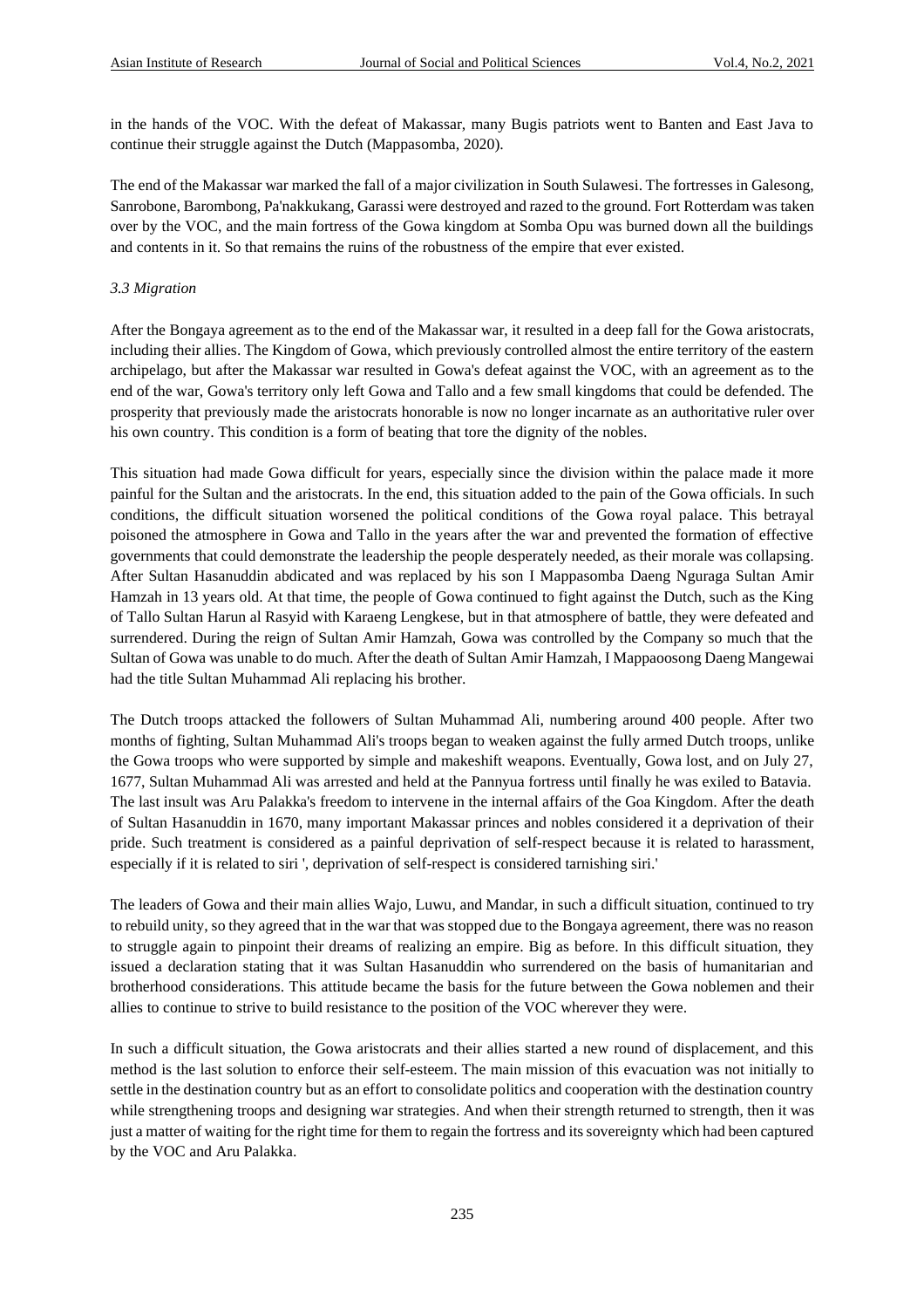in the hands of the VOC. With the defeat of Makassar, many Bugis patriots went to Banten and East Java to continue their struggle against the Dutch (Mappasomba, 2020).

The end of the Makassar war marked the fall of a major civilization in South Sulawesi. The fortresses in Galesong, Sanrobone, Barombong, Pa'nakkukang, Garassi were destroyed and razed to the ground. Fort Rotterdam was taken over by the VOC, and the main fortress of the Gowa kingdom at Somba Opu was burned down all the buildings and contents in it. So that remains the ruins of the robustness of the empire that ever existed.

### *3.3 Migration*

After the Bongaya agreement as to the end of the Makassar war, it resulted in a deep fall for the Gowa aristocrats, including their allies. The Kingdom of Gowa, which previously controlled almost the entire territory of the eastern archipelago, but after the Makassar war resulted in Gowa's defeat against the VOC, with an agreement as to the end of the war, Gowa's territory only left Gowa and Tallo and a few small kingdoms that could be defended. The prosperity that previously made the aristocrats honorable is now no longer incarnate as an authoritative ruler over his own country. This condition is a form of beating that tore the dignity of the nobles.

This situation had made Gowa difficult for years, especially since the division within the palace made it more painful for the Sultan and the aristocrats. In the end, this situation added to the pain of the Gowa officials. In such conditions, the difficult situation worsened the political conditions of the Gowa royal palace. This betrayal poisoned the atmosphere in Gowa and Tallo in the years after the war and prevented the formation of effective governments that could demonstrate the leadership the people desperately needed, as their morale was collapsing. After Sultan Hasanuddin abdicated and was replaced by his son I Mappasomba Daeng Nguraga Sultan Amir Hamzah in 13 years old. At that time, the people of Gowa continued to fight against the Dutch, such as the King of Tallo Sultan Harun al Rasyid with Karaeng Lengkese, but in that atmosphere of battle, they were defeated and surrendered. During the reign of Sultan Amir Hamzah, Gowa was controlled by the Company so much that the Sultan of Gowa was unable to do much. After the death of Sultan Amir Hamzah, I Mappaoosong Daeng Mangewai had the title Sultan Muhammad Ali replacing his brother.

The Dutch troops attacked the followers of Sultan Muhammad Ali, numbering around 400 people. After two months of fighting, Sultan Muhammad Ali's troops began to weaken against the fully armed Dutch troops, unlike the Gowa troops who were supported by simple and makeshift weapons. Eventually, Gowa lost, and on July 27, 1677, Sultan Muhammad Ali was arrested and held at the Pannyua fortress until finally he was exiled to Batavia. The last insult was Aru Palakka's freedom to intervene in the internal affairs of the Goa Kingdom. After the death of Sultan Hasanuddin in 1670, many important Makassar princes and nobles considered it a deprivation of their pride. Such treatment is considered as a painful deprivation of self-respect because it is related to harassment, especially if it is related to siri ', deprivation of self-respect is considered tarnishing siri.'

The leaders of Gowa and their main allies Wajo, Luwu, and Mandar, in such a difficult situation, continued to try to rebuild unity, so they agreed that in the war that was stopped due to the Bongaya agreement, there was no reason to struggle again to pinpoint their dreams of realizing an empire. Big as before. In this difficult situation, they issued a declaration stating that it was Sultan Hasanuddin who surrendered on the basis of humanitarian and brotherhood considerations. This attitude became the basis for the future between the Gowa noblemen and their allies to continue to strive to build resistance to the position of the VOC wherever they were.

In such a difficult situation, the Gowa aristocrats and their allies started a new round of displacement, and this method is the last solution to enforce their self-esteem. The main mission of this evacuation was not initially to settle in the destination country but as an effort to consolidate politics and cooperation with the destination country while strengthening troops and designing war strategies. And when their strength returned to strength, then it was just a matter of waiting for the right time for them to regain the fortress and its sovereignty which had been captured by the VOC and Aru Palakka.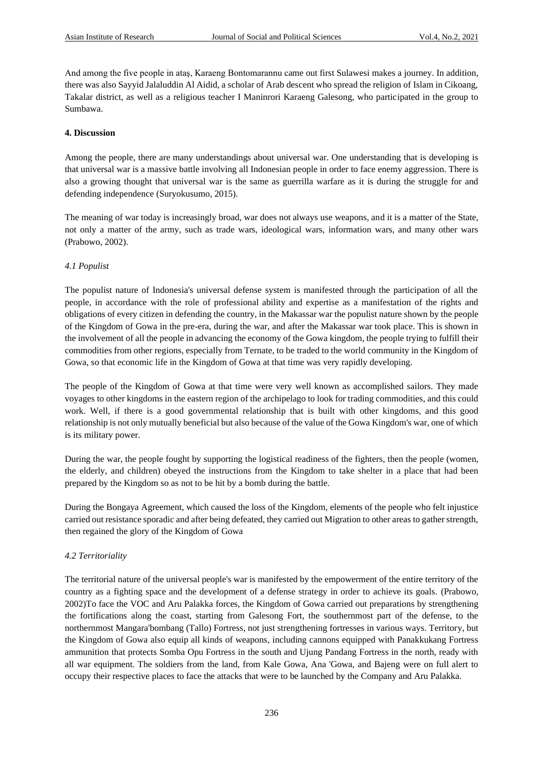And among the five people in ataș, Karaeng Bontomarannu came out first Sulawesi makes a journey. In addition, there was also Sayyid Jalaluddin Al Aidid, a scholar of Arab descent who spread the religion of Islam in Cikoang, Takalar district, as well as a religious teacher I Maninrori Karaeng Galesong, who participated in the group to Sumbawa.

## 4. Discussion

Among the people, there are many understandings about universal war. One understanding that is developing is that universal war is a massive battle involving all Indonesian people in order to face enemy aggression. There is also a growing thought that universal war is the same as guerrilla warfare as it is during the struggle for and defending independence (Suryokusumo, 2015).

The meaning of war today is increasingly broad, war does not always use weapons, and it is a matter of the State, not only a matter of the army, such as trade wars, ideological wars, information wars, and many other wars (Prabowo, 2002).

### *4.1 Populist*

The populist nature of Indonesia's universal defense system is manifested through the participation of all the people, in accordance with the role of professional ability and expertise as a manifestation of the rights and obligations of every citizen in defending the country, in the Makassar war the populist nature shown by the people of the Kingdom of Gowa in the pre-era, during the war, and after the Makassar war took place. This is shown in the involvement of all the people in advancing the economy of the Gowa kingdom, the people trying to fulfill their commodities from other regions, especially from Ternate, to be traded to the world community in the Kingdom of Gowa, so that economic life in the Kingdom of Gowa at that time was very rapidly developing.

The people of the Kingdom of Gowa at that time were very well known as accomplished sailors. They made voyages to other kingdoms in the eastern region of the archipelago to look for trading commodities, and this could work. Well, if there is a good governmental relationship that is built with other kingdoms, and this good relationship is not only mutually beneficial but also because of the value of the Gowa Kingdom's war, one of which is its military power.

During the war, the people fought by supporting the logistical readiness of the fighters, then the people (women, the elderly, and children) obeyed the instructions from the Kingdom to take shelter in a place that had been prepared by the Kingdom so as not to be hit by a bomb during the battle.

During the Bongaya Agreement, which caused the loss of the Kingdom, elements of the people who felt injustice carried out resistance sporadic and after being defeated, they carried out Migration to other areas to gather strength, then regained the glory of the Kingdom of Gowa

### *4.2 Territoriality*

The territorial nature of the universal people's war is manifested by the empowerment of the entire territory of the country as a fighting space and the development of a defense strategy in order to achieve its goals. (Prabowo, 2002)To face the VOC and Aru Palakka forces, the Kingdom of Gowa carried out preparations by strengthening the fortifications along the coast, starting from Galesong Fort, the southernmost part of the defense, to the northernmost Mangara'bombang (Tallo) Fortress, not just strengthening fortresses in various ways. Territory, but the Kingdom of Gowa also equip all kinds of weapons, including cannons equipped with Panakkukang Fortress ammunition that protects Somba Opu Fortress in the south and Ujung Pandang Fortress in the north, ready with all war equipment. The soldiers from the land, from Kale Gowa, Ana 'Gowa, and Bajeng were on full alert to occupy their respective places to face the attacks that were to be launched by the Company and Aru Palakka.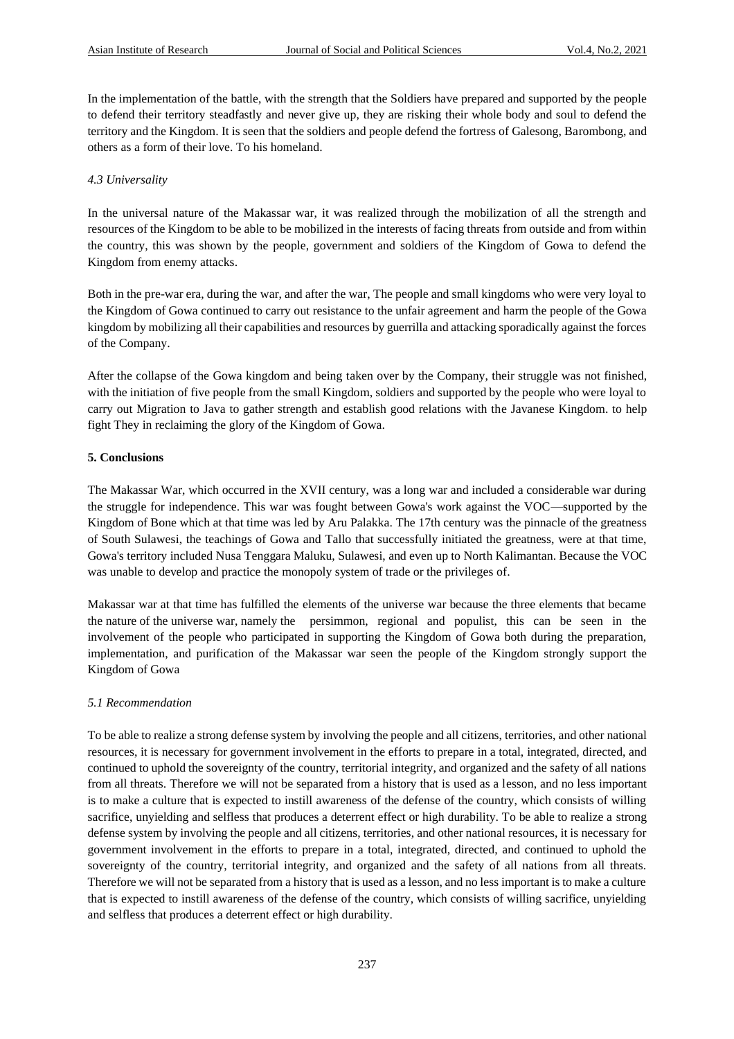In the implementation of the battle, with the strength that the Soldiers have prepared and supported by the people to defend their territory steadfastly and never give up, they are risking their whole body and soul to defend the territory and the Kingdom. It is seen that the soldiers and people defend the fortress of Galesong, Barombong, and others as a form of their love. To his homeland.

### *4.3 Universality*

In the universal nature of the Makassar war, it was realized through the mobilization of all the strength and resources of the Kingdom to be able to be mobilized in the interests of facing threats from outside and from within the country, this was shown by the people, government and soldiers of the Kingdom of Gowa to defend the Kingdom from enemy attacks.

Both in the pre-war era, during the war, and after the war, The people and small kingdoms who were very loyal to the Kingdom of Gowa continued to carry out resistance to the unfair agreement and harm the people of the Gowa kingdom by mobilizing all their capabilities and resources by guerrilla and attacking sporadically against the forces of the Company.

After the collapse of the Gowa kingdom and being taken over by the Company, their struggle was not finished, with the initiation of five people from the small Kingdom, soldiers and supported by the people who were loyal to carry out Migration to Java to gather strength and establish good relations with the Javanese Kingdom. to help fight They in reclaiming the glory of the Kingdom of Gowa.

## **5. Conclusions**

The Makassar War, which occurred in the XVII century, was a long war and included a considerable war during the struggle for independence. This war was fought between Gowa's work against the VOC—supported by the Kingdom of Bone which at that time was led by Aru Palakka. The 17th century was the pinnacle of the greatness of South Sulawesi, the teachings of Gowa and Tallo that successfully initiated the greatness, were at that time, Gowa's territory included Nusa Tenggara Maluku, Sulawesi, and even up to North Kalimantan. Because the VOC was unable to develop and practice the monopoly system of trade or the privileges of.

Makassar war at that time has fulfilled the elements of the universe war because the three elements that became the nature of the universe war, namely the persimmon, regional and populist, this can be seen in the involvement of the people who participated in supporting the Kingdom of Gowa both during the preparation, implementation, and purification of the Makassar war seen the people of the Kingdom strongly support the Kingdom of Gowa

### *5.1 Recommendation*

To be able to realize a strong defense system by involving the people and all citizens, territories, and other national resources, it is necessary for government involvement in the efforts to prepare in a total, integrated, directed, and continued to uphold the sovereignty of the country, territorial integrity, and organized and the safety of all nations from all threats. Therefore we will not be separated from a history that is used as a lesson, and no less important is to make a culture that is expected to instill awareness of the defense of the country, which consists of willing sacrifice, unyielding and selfless that produces a deterrent effect or high durability. To be able to realize a strong defense system by involving the people and all citizens, territories, and other national resources, it is necessary for government involvement in the efforts to prepare in a total, integrated, directed, and continued to uphold the sovereignty of the country, territorial integrity, and organized and the safety of all nations from all threats. Therefore we will not be separated from a history that is used as a lesson, and no less important is to make a culture that is expected to instill awareness of the defense of the country, which consists of willing sacrifice, unyielding and selfless that produces a deterrent effect or high durability.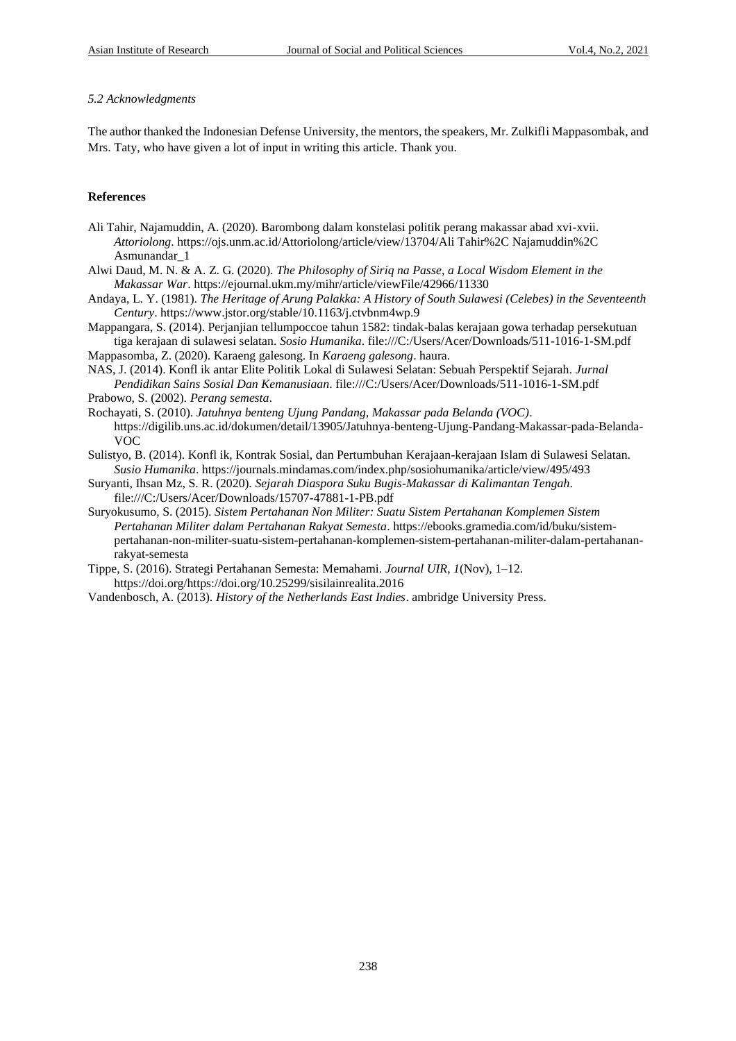### *5.2 Acknowledgments*

The author thanked the Indonesian Defense University, the mentors, the speakers, Mr. Zulkifli Mappasombak, and Mrs. Taty, who have given a lot of input in writing this article. Thank you.

## References

Ali Tahir, Najamuddin, A. (2020). Barombong dalam konstelasi politik perang makassar abad xvi-xvii. *Attoriolong*. https://ojs.unm.ac.id/Attoriolong/article/view/13704/Ali Tahir%2C Najamuddin%2C Asmunandar_1

Alwi Daud, M. N. & A. Z. G. (2020). *The Philosophy of Siriq na Passe, a Local Wisdom Element in the Makassar War*. https://ejournal.ukm.my/mihr/article/viewFile/42966/11330

Andaya, L. Y. (1981). *The Heritage of Arung Palakka: A History of South Sulawesi (Celebes) in the Seventeenth Century*. https://www.jstor.org/stable/10.1163/j.ctvbnm4wp.9

Mappangara, S. (2014). Perjanjian tellumpoccoe tahun 1582: tindak-balas kerajaan gowa terhadap persekutuan tiga kerajaan di sulawesi selatan. *Sosio Humanika*. file:///C:/Users/Acer/Downloads/511-1016-1-SM.pdf

Mappasomba, Z. (2020). Karaeng galesong. In *Karaeng galesong*. haura.

NAS, J. (2014). Konfl ik antar Elite Politik Lokal di Sulawesi Selatan: Sebuah Perspektif Sejarah. *Jurnal Pendidikan Sains Sosial Dan Kemanusiaan*. file:///C:/Users/Acer/Downloads/511-1016-1-SM.pdf

Prabowo, S. (2002). *Perang semesta*.

Rochayati, S. (2010). *Jatuhnya benteng Ujung Pandang, Makassar pada Belanda (VOC)*. https://digilib.uns.ac.id/dokumen/detail/13905/Jatuhnya-benteng-Ujung-Pandang-Makassar-pada-Belanda-VOC

Sulistyo, B. (2014). Konfl ik, Kontrak Sosial, dan Pertumbuhan Kerajaan-kerajaan Islam di Sulawesi Selatan. *Susio Humanika*. https://journals.mindamas.com/index.php/sosiohumanika/article/view/495/493

Suryanti, Ihsan Mz, S. R. (2020). *Sejarah Diaspora Suku Bugis-Makassar di Kalimantan Tengah*. file:///C:/Users/Acer/Downloads/15707-47881-1-PB.pdf

Suryokusumo, S. (2015). *Sistem Pertahanan Non Militer: Suatu Sistem Pertahanan Komplemen Sistem Pertahanan Militer dalam Pertahanan Rakyat Semesta*. https://ebooks.gramedia.com/id/buku/sistem-pertahanan-non-militer-suatu-sistem-pertahanan-komplemen-sistem-pertahanan-militer-dalam-pertahanan-rakyat-semesta

Tippe, S. (2016). Strategi Pertahanan Semesta: Memahami. *Journal UIR*, *1*(Nov), 1–12. https://doi.org/https://doi.org/10.25299/sisilainrealita.2016

Vandenbosch, A. (2013). *History of the Netherlands East Indies*. ambridge University Press.